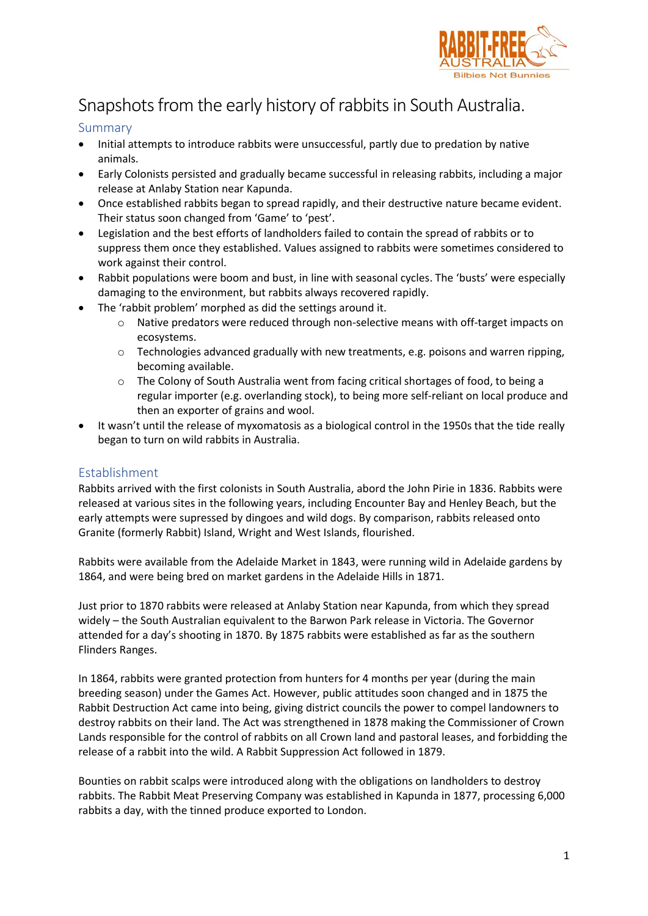// Logo text: RABBIT-FREE AUSTRALIA — Bilbies Not Bunnies

# Snapshots from the early history of rabbits in South Australia.

## Summary

- Initial attempts to introduce rabbits were unsuccessful, partly due to predation by native animals.
- Early Colonists persisted and gradually became successful in releasing rabbits, including a major release at Anlaby Station near Kapunda.
- Once established rabbits began to spread rapidly, and their destructive nature became evident. Their status soon changed from 'Game' to 'pest'.
- Legislation and the best efforts of landholders failed to contain the spread of rabbits or to suppress them once they established. Values assigned to rabbits were sometimes considered to work against their control.
- Rabbit populations were boom and bust, in line with seasonal cycles. The 'busts' were especially damaging to the environment, but rabbits always recovered rapidly.
- The 'rabbit problem' morphed as did the settings around it.
  - Native predators were reduced through non-selective means with off-target impacts on ecosystems.
  - Technologies advanced gradually with new treatments, e.g. poisons and warren ripping, becoming available.
  - The Colony of South Australia went from facing critical shortages of food, to being a regular importer (e.g. overlanding stock), to being more self-reliant on local produce and then an exporter of grains and wool.
- It wasn't until the release of myxomatosis as a biological control in the 1950s that the tide really began to turn on wild rabbits in Australia.

## Establishment

Rabbits arrived with the first colonists in South Australia, abord the John Pirie in 1836. Rabbits were released at various sites in the following years, including Encounter Bay and Henley Beach, but the early attempts were supressed by dingoes and wild dogs. By comparison, rabbits released onto Granite (formerly Rabbit) Island, Wright and West Islands, flourished.

Rabbits were available from the Adelaide Market in 1843, were running wild in Adelaide gardens by 1864, and were being bred on market gardens in the Adelaide Hills in 1871.

Just prior to 1870 rabbits were released at Anlaby Station near Kapunda, from which they spread widely – the South Australian equivalent to the Barwon Park release in Victoria. The Governor attended for a day's shooting in 1870. By 1875 rabbits were established as far as the southern Flinders Ranges.

In 1864, rabbits were granted protection from hunters for 4 months per year (during the main breeding season) under the Games Act. However, public attitudes soon changed and in 1875 the Rabbit Destruction Act came into being, giving district councils the power to compel landowners to destroy rabbits on their land. The Act was strengthened in 1878 making the Commissioner of Crown Lands responsible for the control of rabbits on all Crown land and pastoral leases, and forbidding the release of a rabbit into the wild. A Rabbit Suppression Act followed in 1879.

Bounties on rabbit scalps were introduced along with the obligations on landholders to destroy rabbits. The Rabbit Meat Preserving Company was established in Kapunda in 1877, processing 6,000 rabbits a day, with the tinned produce exported to London.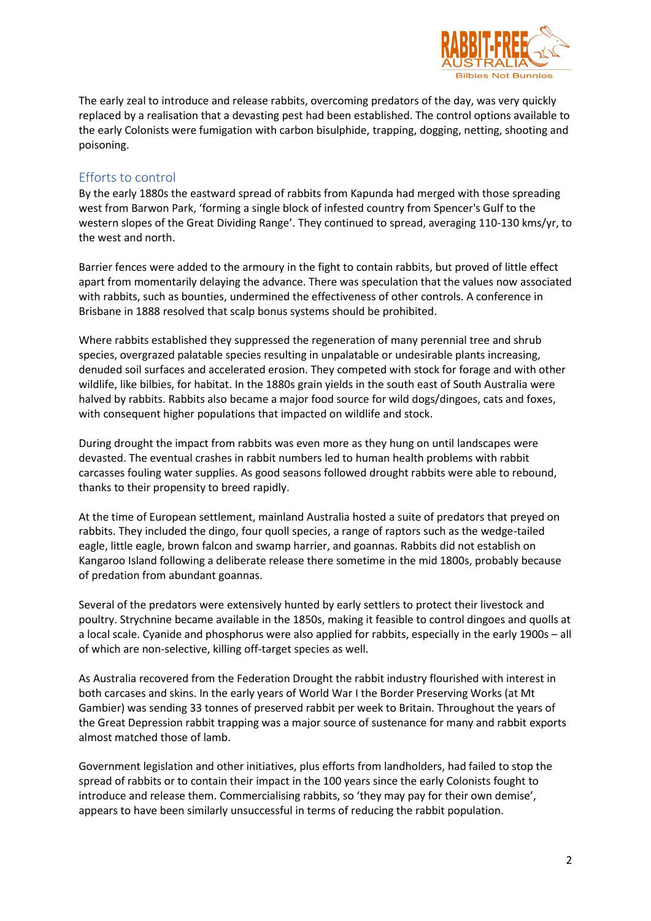The early zeal to introduce and release rabbits, overcoming predators of the day, was very quickly replaced by a realisation that a devasting pest had been established. The control options available to the early Colonists were fumigation with carbon bisulphide, trapping, dogging, netting, shooting and poisoning.

## Efforts to control

By the early 1880s the eastward spread of rabbits from Kapunda had merged with those spreading west from Barwon Park, 'forming a single block of infested country from Spencer's Gulf to the western slopes of the Great Dividing Range'. They continued to spread, averaging 110-130 kms/yr, to the west and north.

Barrier fences were added to the armoury in the fight to contain rabbits, but proved of little effect apart from momentarily delaying the advance. There was speculation that the values now associated with rabbits, such as bounties, undermined the effectiveness of other controls. A conference in Brisbane in 1888 resolved that scalp bonus systems should be prohibited.

Where rabbits established they suppressed the regeneration of many perennial tree and shrub species, overgrazed palatable species resulting in unpalatable or undesirable plants increasing, denuded soil surfaces and accelerated erosion. They competed with stock for forage and with other wildlife, like bilbies, for habitat. In the 1880s grain yields in the south east of South Australia were halved by rabbits. Rabbits also became a major food source for wild dogs/dingoes, cats and foxes, with consequent higher populations that impacted on wildlife and stock.

During drought the impact from rabbits was even more as they hung on until landscapes were devasted. The eventual crashes in rabbit numbers led to human health problems with rabbit carcasses fouling water supplies. As good seasons followed drought rabbits were able to rebound, thanks to their propensity to breed rapidly.

At the time of European settlement, mainland Australia hosted a suite of predators that preyed on rabbits. They included the dingo, four quoll species, a range of raptors such as the wedge-tailed eagle, little eagle, brown falcon and swamp harrier, and goannas. Rabbits did not establish on Kangaroo Island following a deliberate release there sometime in the mid 1800s, probably because of predation from abundant goannas.

Several of the predators were extensively hunted by early settlers to protect their livestock and poultry. Strychnine became available in the 1850s, making it feasible to control dingoes and quolls at a local scale. Cyanide and phosphorus were also applied for rabbits, especially in the early 1900s – all of which are non-selective, killing off-target species as well.

As Australia recovered from the Federation Drought the rabbit industry flourished with interest in both carcases and skins. In the early years of World War I the Border Preserving Works (at Mt Gambier) was sending 33 tonnes of preserved rabbit per week to Britain. Throughout the years of the Great Depression rabbit trapping was a major source of sustenance for many and rabbit exports almost matched those of lamb.

Government legislation and other initiatives, plus efforts from landholders, had failed to stop the spread of rabbits or to contain their impact in the 100 years since the early Colonists fought to introduce and release them. Commercialising rabbits, so 'they may pay for their own demise', appears to have been similarly unsuccessful in terms of reducing the rabbit population.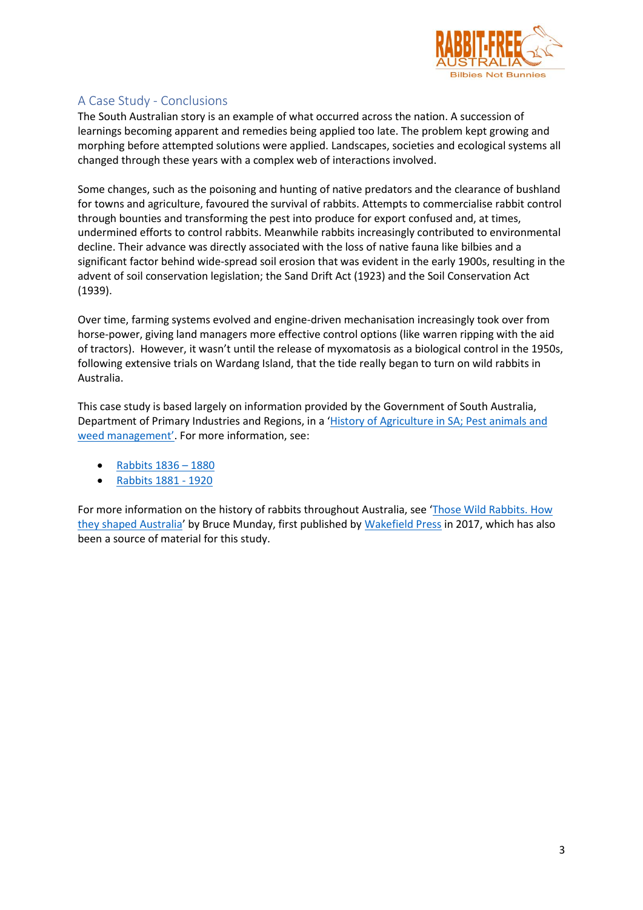## A Case Study - Conclusions

The South Australian story is an example of what occurred across the nation. A succession of learnings becoming apparent and remedies being applied too late. The problem kept growing and morphing before attempted solutions were applied. Landscapes, societies and ecological systems all changed through these years with a complex web of interactions involved.

Some changes, such as the poisoning and hunting of native predators and the clearance of bushland for towns and agriculture, favoured the survival of rabbits. Attempts to commercialise rabbit control through bounties and transforming the pest into produce for export confused and, at times, undermined efforts to control rabbits. Meanwhile rabbits increasingly contributed to environmental decline. Their advance was directly associated with the loss of native fauna like bilbies and a significant factor behind wide-spread soil erosion that was evident in the early 1900s, resulting in the advent of soil conservation legislation; the Sand Drift Act (1923) and the Soil Conservation Act (1939).

Over time, farming systems evolved and engine-driven mechanisation increasingly took over from horse-power, giving land managers more effective control options (like warren ripping with the aid of tractors). However, it wasn't until the release of myxomatosis as a biological control in the 1950s, following extensive trials on Wardang Island, that the tide really began to turn on wild rabbits in Australia.

This case study is based largely on information provided by the Government of South Australia, Department of Primary Industries and Regions, in a 'History of Agriculture in SA; Pest animals and weed management'. For more information, see:

- Rabbits 1836 – 1880
- Rabbits 1881 - 1920

For more information on the history of rabbits throughout Australia, see 'Those Wild Rabbits. How they shaped Australia' by Bruce Munday, first published by Wakefield Press in 2017, which has also been a source of material for this study.